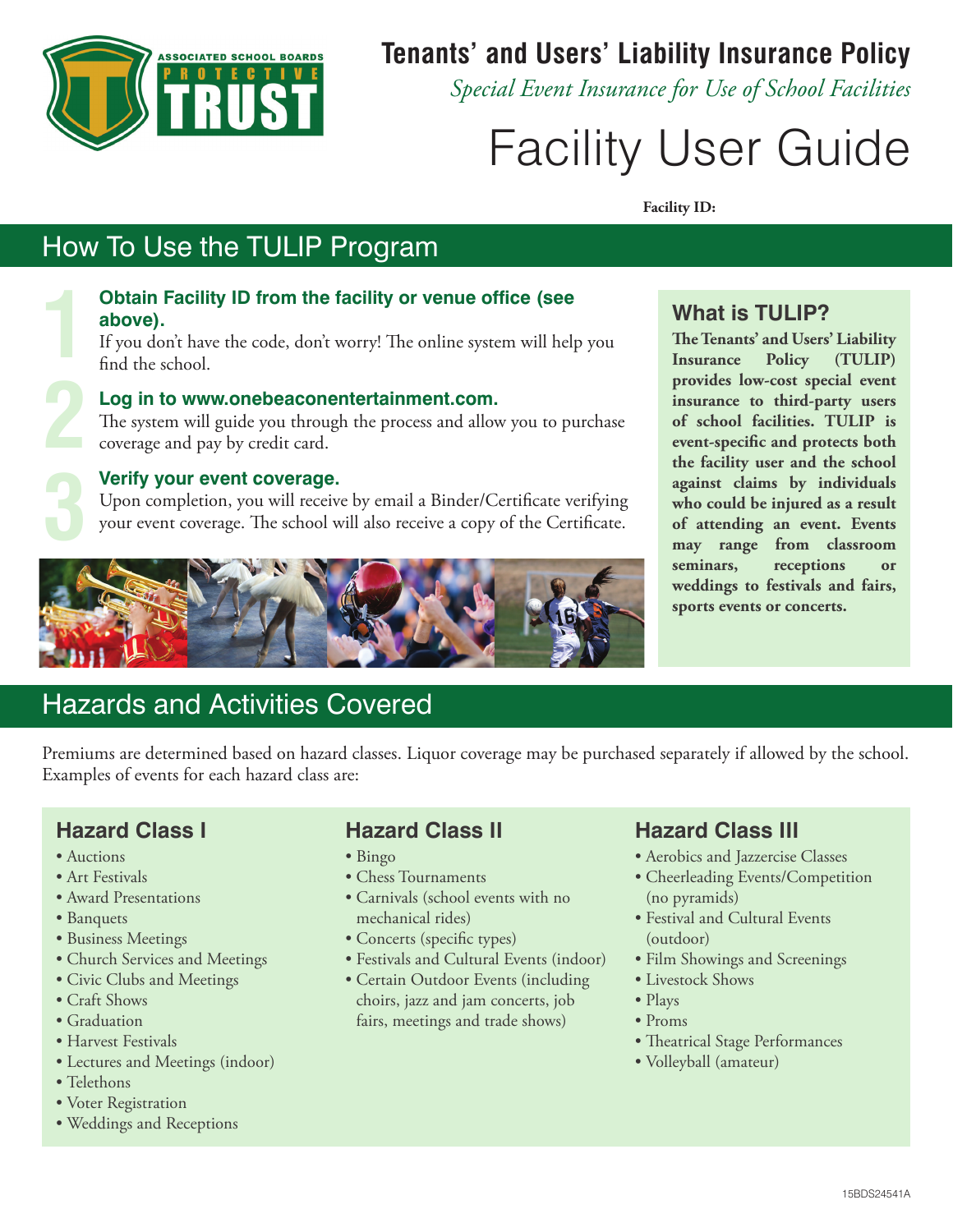ASSOCIATED SCHOOL BOARDS PROTECTIVE TRUST

# Tenants' and Users' Liability Insurance Policy

*Special Event Insurance for Use of School Facilities*

# Facility User Guide

**Facility ID:**

## How To Use the TULIP Program

1. **Obtain Facility ID from the facility or venue office (see above).**
   If you don't have the code, don't worry! The online system will help you find the school.

2. **Log in to www.onebeaconentertainment.com.**
   The system will guide you through the process and allow you to purchase coverage and pay by credit card.

3. **Verify your event coverage.**
   Upon completion, you will receive by email a Binder/Certificate verifying your event coverage. The school will also receive a copy of the Certificate.

### What is TULIP?

**The Tenants' and Users' Liability Insurance Policy (TULIP) provides low-cost special event insurance to third-party users of school facilities. TULIP is event-specific and protects both the facility user and the school against claims by individuals who could be injured as a result of attending an event. Events may range from classroom seminars, receptions or weddings to festivals and fairs, sports events or concerts.**

## Hazards and Activities Covered

Premiums are determined based on hazard classes. Liquor coverage may be purchased separately if allowed by the school. Examples of events for each hazard class are:

### Hazard Class I

- Auctions
- Art Festivals
- Award Presentations
- Banquets
- Business Meetings
- Church Services and Meetings
- Civic Clubs and Meetings
- Craft Shows
- Graduation
- Harvest Festivals
- Lectures and Meetings (indoor)
- Telethons
- Voter Registration
- Weddings and Receptions

### Hazard Class II

- Bingo
- Chess Tournaments
- Carnivals (school events with no mechanical rides)
- Concerts (specific types)
- Festivals and Cultural Events (indoor)
- Certain Outdoor Events (including choirs, jazz and jam concerts, job fairs, meetings and trade shows)

### Hazard Class III

- Aerobics and Jazzercise Classes
- Cheerleading Events/Competition (no pyramids)
- Festival and Cultural Events (outdoor)
- Film Showings and Screenings
- Livestock Shows
- Plays
- Proms
- Theatrical Stage Performances
- Volleyball (amateur)

15BDS24541A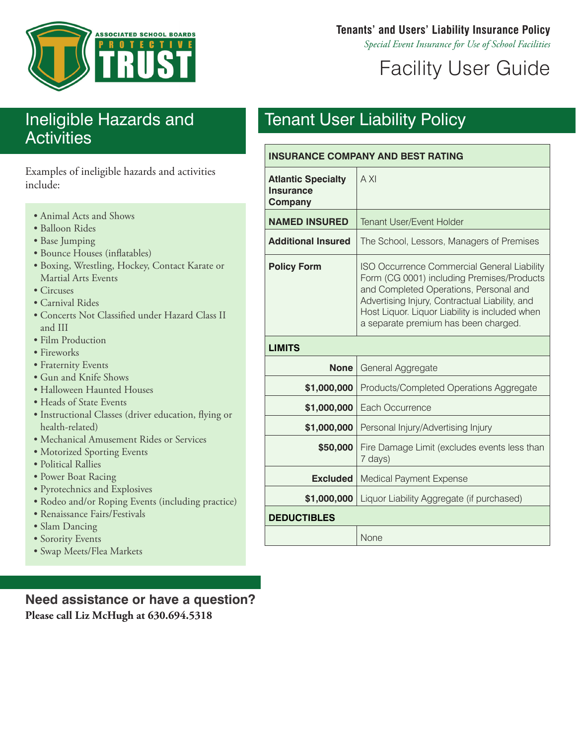**ASSOCIATED SCHOOL BOARDS PROTECTIVE TRUST**

**Tenants' and Users' Liability Insurance Policy**

*Special Event Insurance for Use of School Facilities*

# Facility User Guide

## Ineligible Hazards and Activities

Examples of ineligible hazards and activities include:

- Animal Acts and Shows
- Balloon Rides
- Base Jumping
- Bounce Houses (inflatables)
- Boxing, Wrestling, Hockey, Contact Karate or Martial Arts Events
- Circuses
- Carnival Rides
- Concerts Not Classified under Hazard Class II and III
- Film Production
- Fireworks
- Fraternity Events
- Gun and Knife Shows
- Halloween Haunted Houses
- Heads of State Events
- Instructional Classes (driver education, flying or health-related)
- Mechanical Amusement Rides or Services
- Motorized Sporting Events
- Political Rallies
- Power Boat Racing
- Pyrotechnics and Explosives
- Rodeo and/or Roping Events (including practice)
- Renaissance Fairs/Festivals
- Slam Dancing
- Sorority Events
- Swap Meets/Flea Markets

## Tenant User Liability Policy

| **INSURANCE COMPANY AND BEST RATING** | |
|---|---|
| **Atlantic Specialty Insurance Company** | A XI |
| **NAMED INSURED** | Tenant User/Event Holder |
| **Additional Insured** | The School, Lessors, Managers of Premises |
| **Policy Form** | ISO Occurrence Commercial General Liability Form (CG 0001) including Premises/Products and Completed Operations, Personal and Advertising Injury, Contractual Liability, and Host Liquor. Liquor Liability is included when a separate premium has been charged. |
| **LIMITS** | |
| **None** | General Aggregate |
| **$1,000,000** | Products/Completed Operations Aggregate |
| **$1,000,000** | Each Occurrence |
| **$1,000,000** | Personal Injury/Advertising Injury |
| **$50,000** | Fire Damage Limit (excludes events less than 7 days) |
| **Excluded** | Medical Payment Expense |
| **$1,000,000** | Liquor Liability Aggregate (if purchased) |
| **DEDUCTIBLES** | |
| | None |

### Need assistance or have a question?

**Please call Liz McHugh at 630.694.5318**